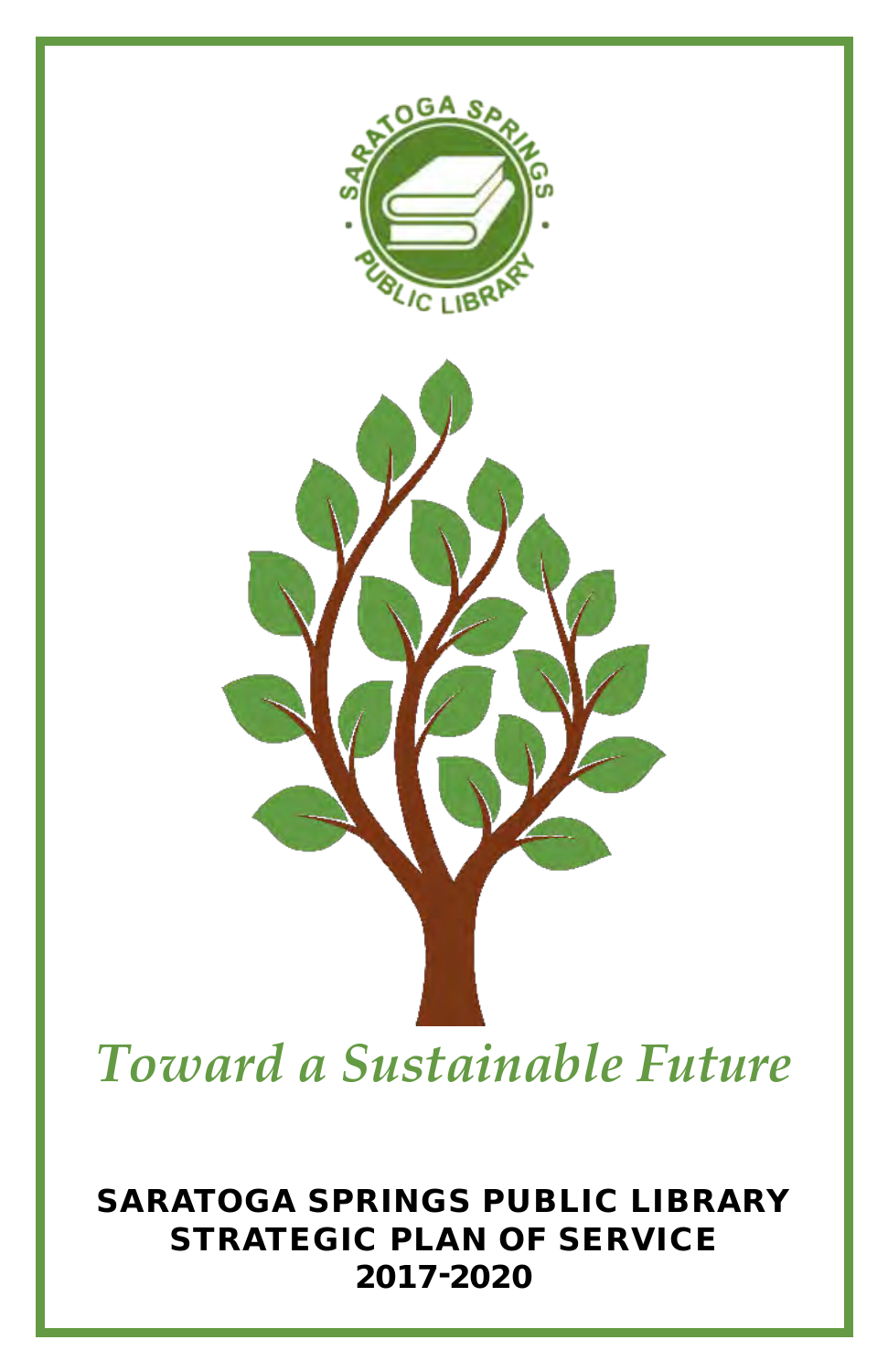*Toward a Sustainable Future*

# SARATOGA SPRINGS PUBLIC LIBRARY STRATEGIC PLAN OF SERVICE 2017-2020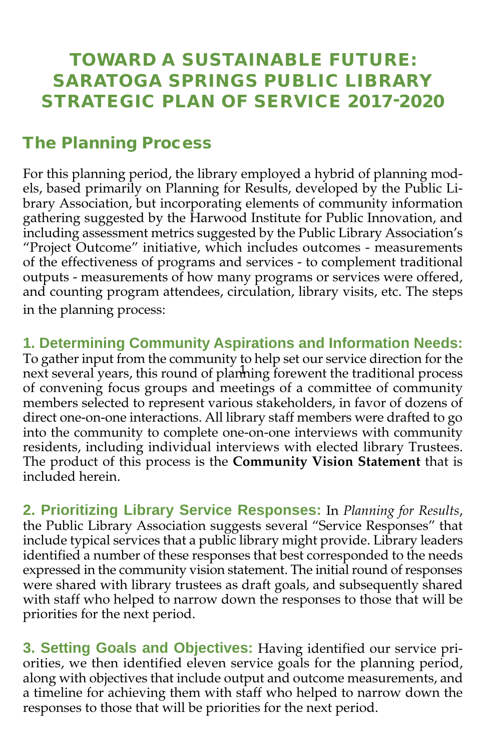# TOWARD A SUSTAINABLE FUTURE: SARATOGA SPRINGS PUBLIC LIBRARY STRATEGIC PLAN OF SERVICE 2017-2020

## The Planning Process

For this planning period, the library employed a hybrid of planning models, based primarily on Planning for Results, developed by the Public Library Association, but incorporating elements of community information gathering suggested by the Harwood Institute for Public Innovation, and including assessment metrics suggested by the Public Library Association's "Project Outcome" initiative, which includes outcomes - measurements of the effectiveness of programs and services - to complement traditional outputs - measurements of how many programs or services were offered, and counting program attendees, circulation, library visits, etc. The steps in the planning process:

**1. Determining Community Aspirations and Information Needs:** To gather input from the community to help set our service direction for the next several years, this round of planning forewent the traditional process of convening focus groups and meetings of a committee of community members selected to represent various stakeholders, in favor of dozens of direct one-on-one interactions. All library staff members were drafted to go into the community to complete one-on-one interviews with community residents, including individual interviews with elected library Trustees. The product of this process is the **Community Vision Statement** that is included herein.

**2. Prioritizing Library Service Responses:** In *Planning for Results*, the Public Library Association suggests several "Service Responses" that include typical services that a public library might provide. Library leaders identified a number of these responses that best corresponded to the needs expressed in the community vision statement. The initial round of responses were shared with library trustees as draft goals, and subsequently shared with staff who helped to narrow down the responses to those that will be priorities for the next period.

**3. Setting Goals and Objectives:** Having identified our service priorities, we then identified eleven service goals for the planning period, along with objectives that include output and outcome measurements, and a timeline for achieving them with staff who helped to narrow down the responses to those that will be priorities for the next period.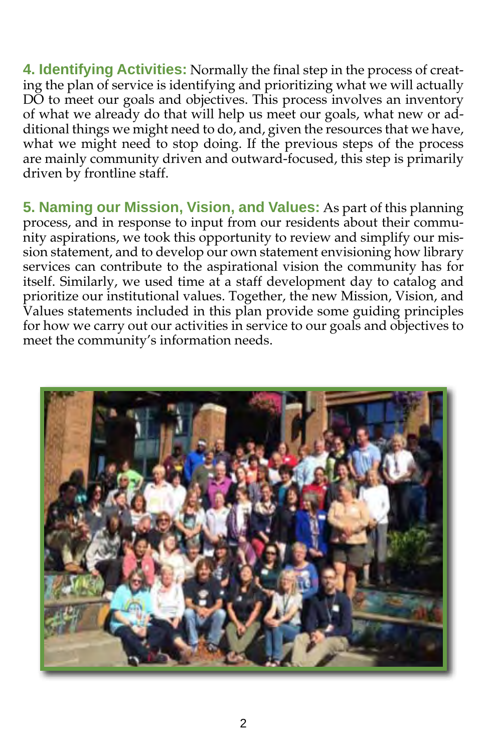**4. Identifying Activities:** Normally the final step in the process of creating the plan of service is identifying and prioritizing what we will actually DO to meet our goals and objectives. This process involves an inventory of what we already do that will help us meet our goals, what new or additional things we might need to do, and, given the resources that we have, what we might need to stop doing. If the previous steps of the process are mainly community driven and outward-focused, this step is primarily driven by frontline staff.

**5. Naming our Mission, Vision, and Values:** As part of this planning process, and in response to input from our residents about their community aspirations, we took this opportunity to review and simplify our mission statement, and to develop our own statement envisioning how library services can contribute to the aspirational vision the community has for itself. Similarly, we used time at a staff development day to catalog and prioritize our institutional values. Together, the new Mission, Vision, and Values statements included in this plan provide some guiding principles for how we carry out our activities in service to our goals and objectives to meet the community's information needs.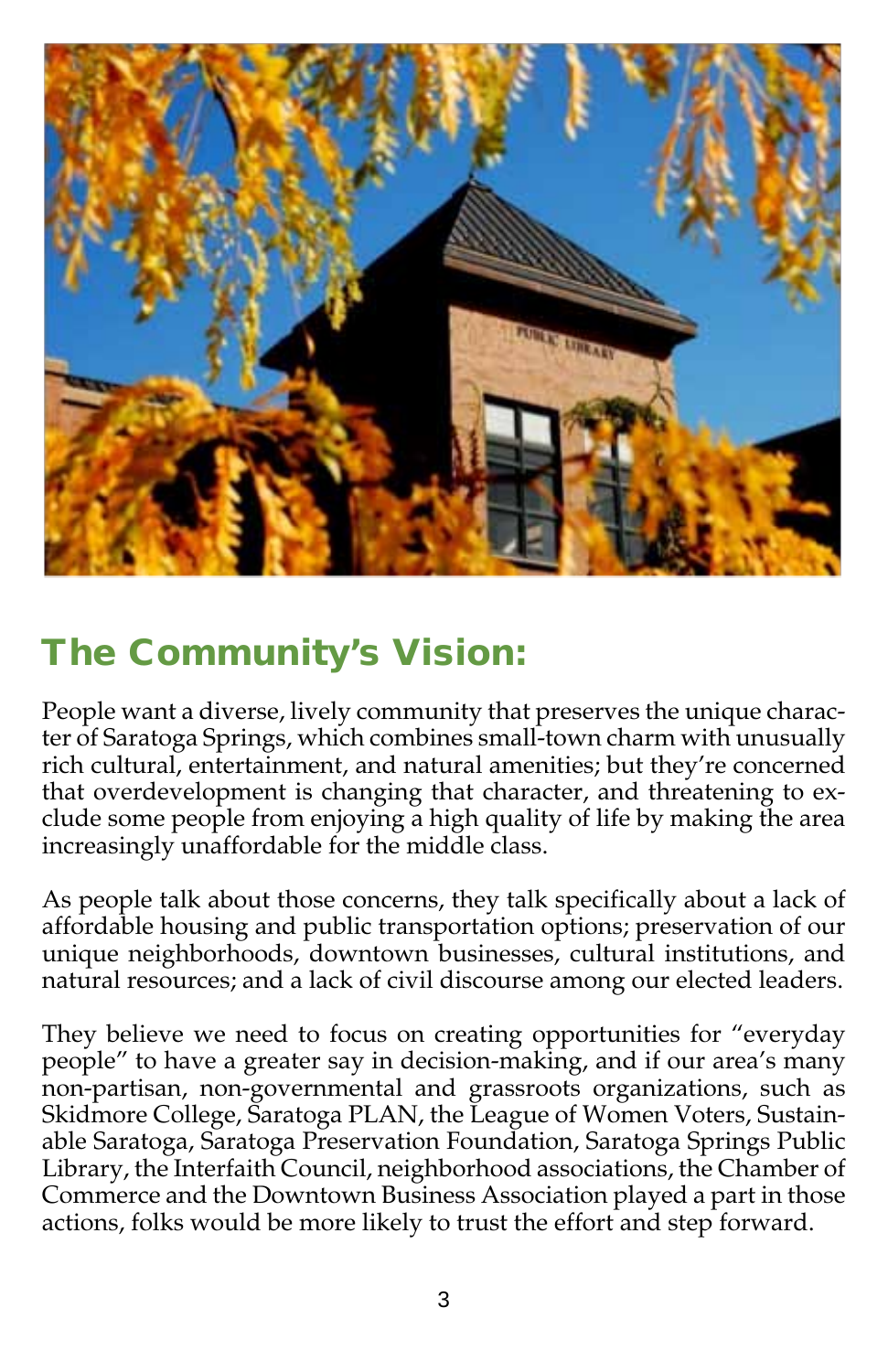## The Community's Vision:

People want a diverse, lively community that preserves the unique character of Saratoga Springs, which combines small-town charm with unusually rich cultural, entertainment, and natural amenities; but they're concerned that overdevelopment is changing that character, and threatening to exclude some people from enjoying a high quality of life by making the area increasingly unaffordable for the middle class.

As people talk about those concerns, they talk specifically about a lack of affordable housing and public transportation options; preservation of our unique neighborhoods, downtown businesses, cultural institutions, and natural resources; and a lack of civil discourse among our elected leaders.

They believe we need to focus on creating opportunities for "everyday people" to have a greater say in decision-making, and if our area's many non-partisan, non-governmental and grassroots organizations, such as Skidmore College, Saratoga PLAN, the League of Women Voters, Sustainable Saratoga, Saratoga Preservation Foundation, Saratoga Springs Public Library, the Interfaith Council, neighborhood associations, the Chamber of Commerce and the Downtown Business Association played a part in those actions, folks would be more likely to trust the effort and step forward.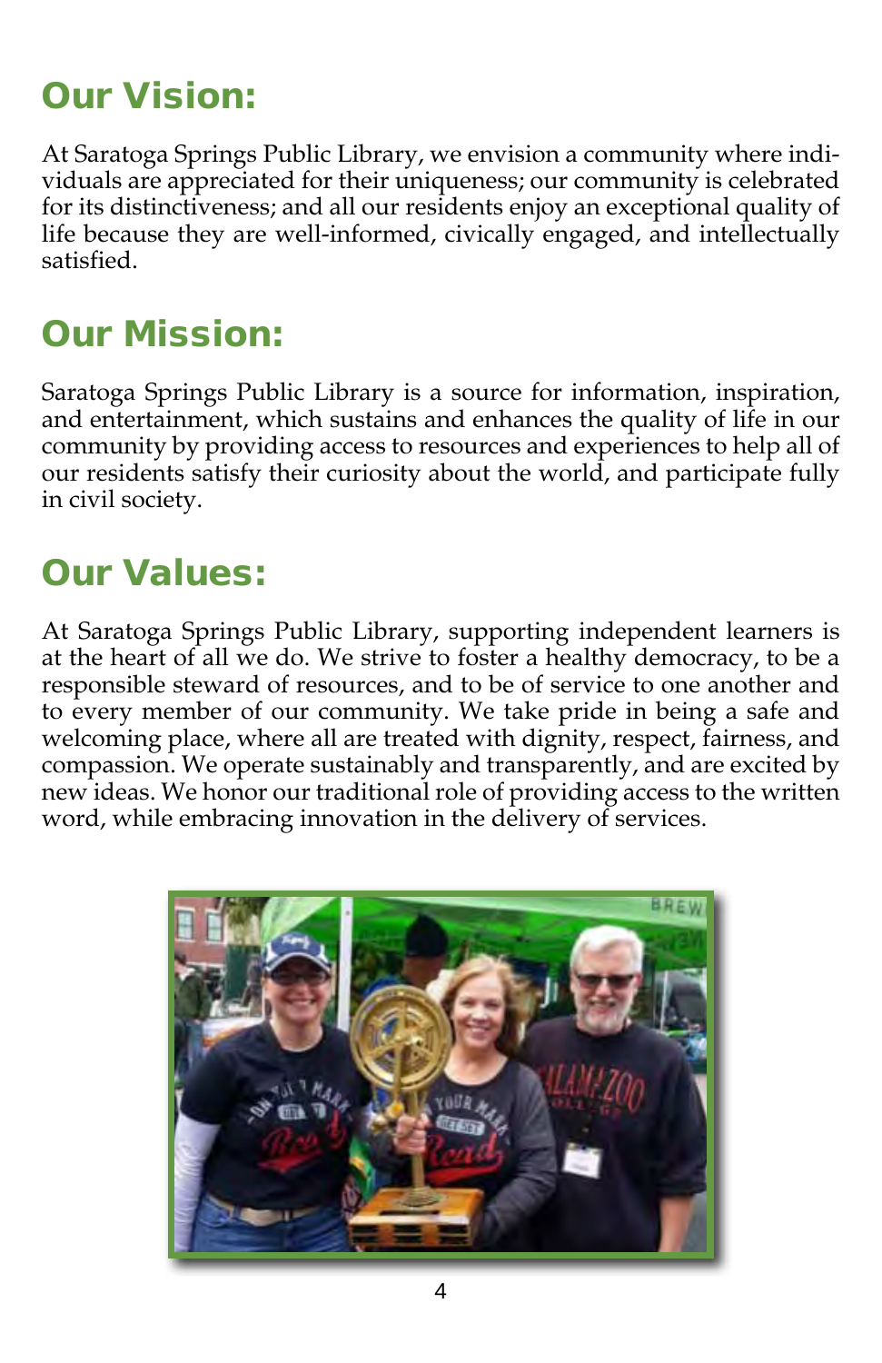## Our Vision:

At Saratoga Springs Public Library, we envision a community where individuals are appreciated for their uniqueness; our community is celebrated for its distinctiveness; and all our residents enjoy an exceptional quality of life because they are well-informed, civically engaged, and intellectually satisfied.

## Our Mission:

Saratoga Springs Public Library is a source for information, inspiration, and entertainment, which sustains and enhances the quality of life in our community by providing access to resources and experiences to help all of our residents satisfy their curiosity about the world, and participate fully in civil society.

## Our Values:

At Saratoga Springs Public Library, supporting independent learners is at the heart of all we do. We strive to foster a healthy democracy, to be a responsible steward of resources, and to be of service to one another and to every member of our community. We take pride in being a safe and welcoming place, where all are treated with dignity, respect, fairness, and compassion. We operate sustainably and transparently, and are excited by new ideas. We honor our traditional role of providing access to the written word, while embracing innovation in the delivery of services.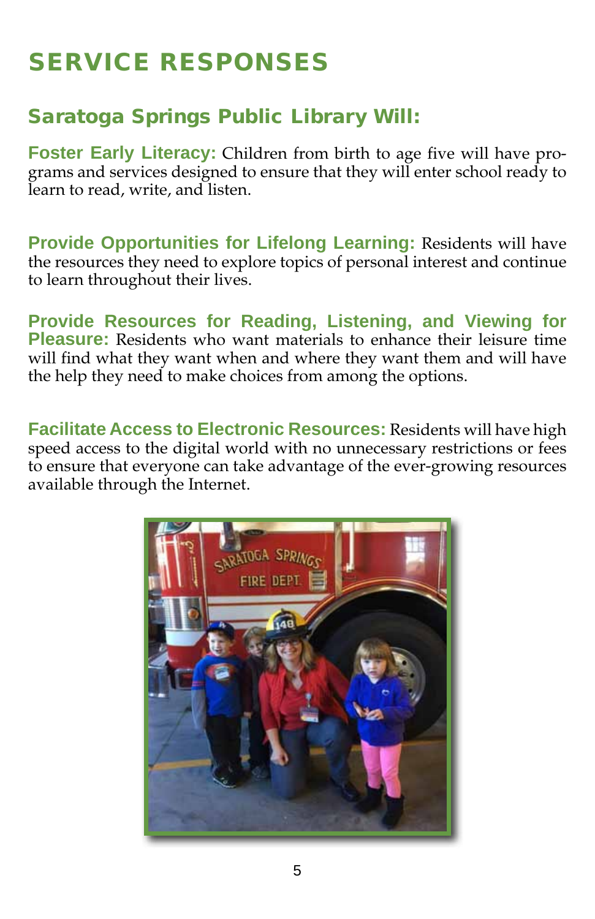# SERVICE RESPONSES

## Saratoga Springs Public Library Will:

**Foster Early Literacy:** Children from birth to age five will have programs and services designed to ensure that they will enter school ready to learn to read, write, and listen.

**Provide Opportunities for Lifelong Learning:** Residents will have the resources they need to explore topics of personal interest and continue to learn throughout their lives.

**Provide Resources for Reading, Listening, and Viewing for Pleasure:** Residents who want materials to enhance their leisure time will find what they want when and where they want them and will have the help they need to make choices from among the options.

**Facilitate Access to Electronic Resources:** Residents will have high speed access to the digital world with no unnecessary restrictions or fees to ensure that everyone can take advantage of the ever-growing resources available through the Internet.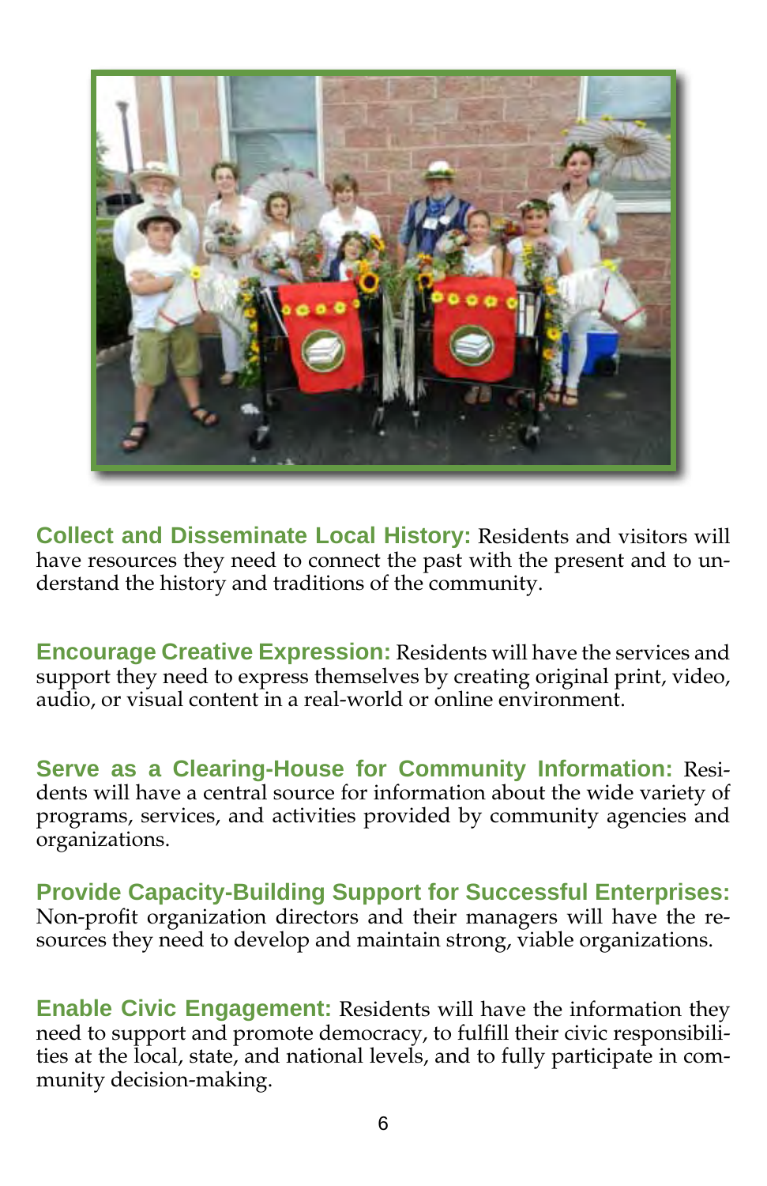**Collect and Disseminate Local History:** Residents and visitors will have resources they need to connect the past with the present and to understand the history and traditions of the community.

**Encourage Creative Expression:** Residents will have the services and support they need to express themselves by creating original print, video, audio, or visual content in a real-world or online environment.

**Serve as a Clearing-House for Community Information:** Residents will have a central source for information about the wide variety of programs, services, and activities provided by community agencies and organizations.

**Provide Capacity-Building Support for Successful Enterprises:** Non-profit organization directors and their managers will have the resources they need to develop and maintain strong, viable organizations.

**Enable Civic Engagement:** Residents will have the information they need to support and promote democracy, to fulfill their civic responsibilities at the local, state, and national levels, and to fully participate in community decision-making.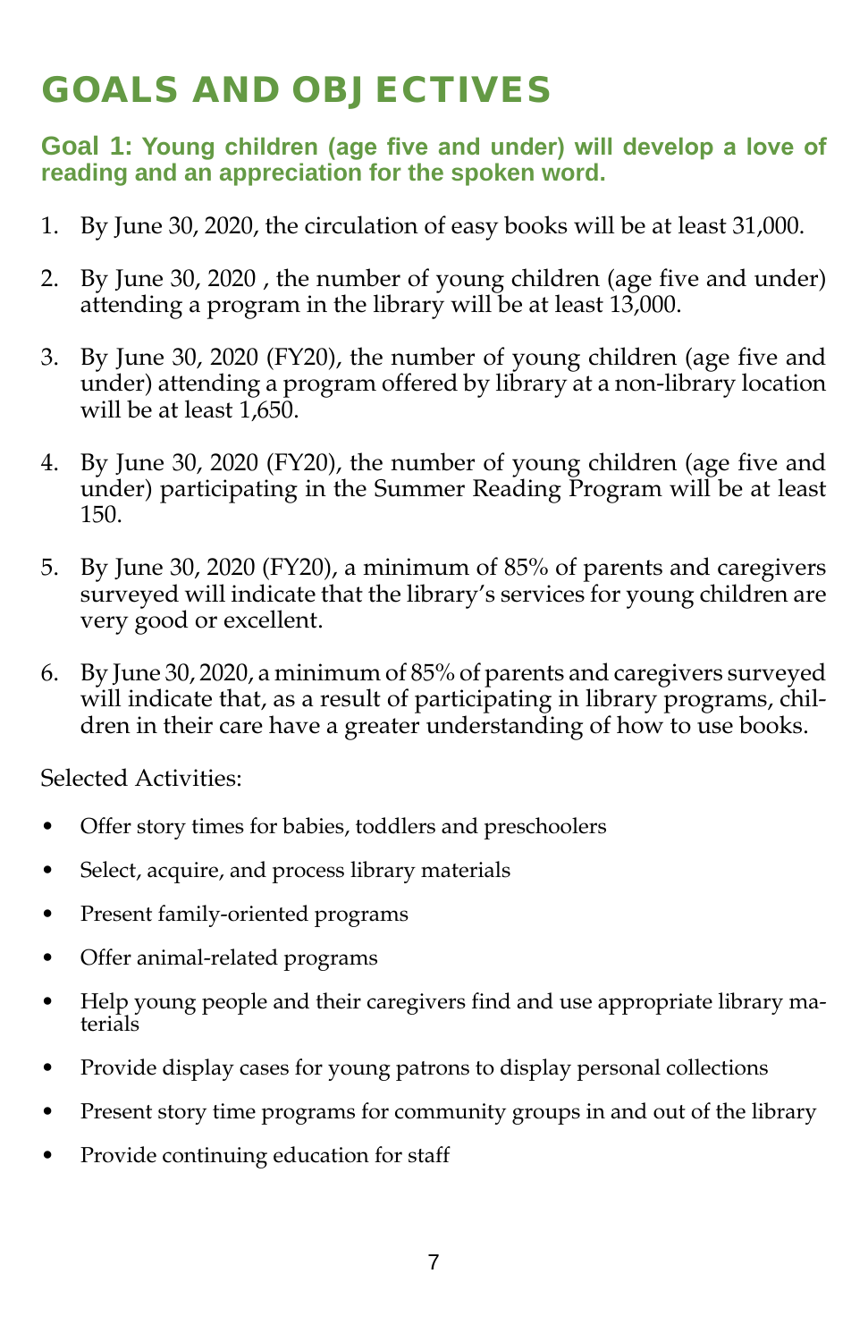# GOALS AND OBJECTIVES

## Goal 1: Young children (age five and under) will develop a love of reading and an appreciation for the spoken word.

1. By June 30, 2020, the circulation of easy books will be at least 31,000.
2. By June 30, 2020 , the number of young children (age five and under) attending a program in the library will be at least 13,000.
3. By June 30, 2020 (FY20), the number of young children (age five and under) attending a program offered by library at a non-library location will be at least 1,650.
4. By June 30, 2020 (FY20), the number of young children (age five and under) participating in the Summer Reading Program will be at least 150.
5. By June 30, 2020 (FY20), a minimum of 85% of parents and caregivers surveyed will indicate that the library's services for young children are very good or excellent.
6. By June 30, 2020, a minimum of 85% of parents and caregivers surveyed will indicate that, as a result of participating in library programs, children in their care have a greater understanding of how to use books.

Selected Activities:

- Offer story times for babies, toddlers and preschoolers
- Select, acquire, and process library materials
- Present family-oriented programs
- Offer animal-related programs
- Help young people and their caregivers find and use appropriate library materials
- Provide display cases for young patrons to display personal collections
- Present story time programs for community groups in and out of the library
- Provide continuing education for staff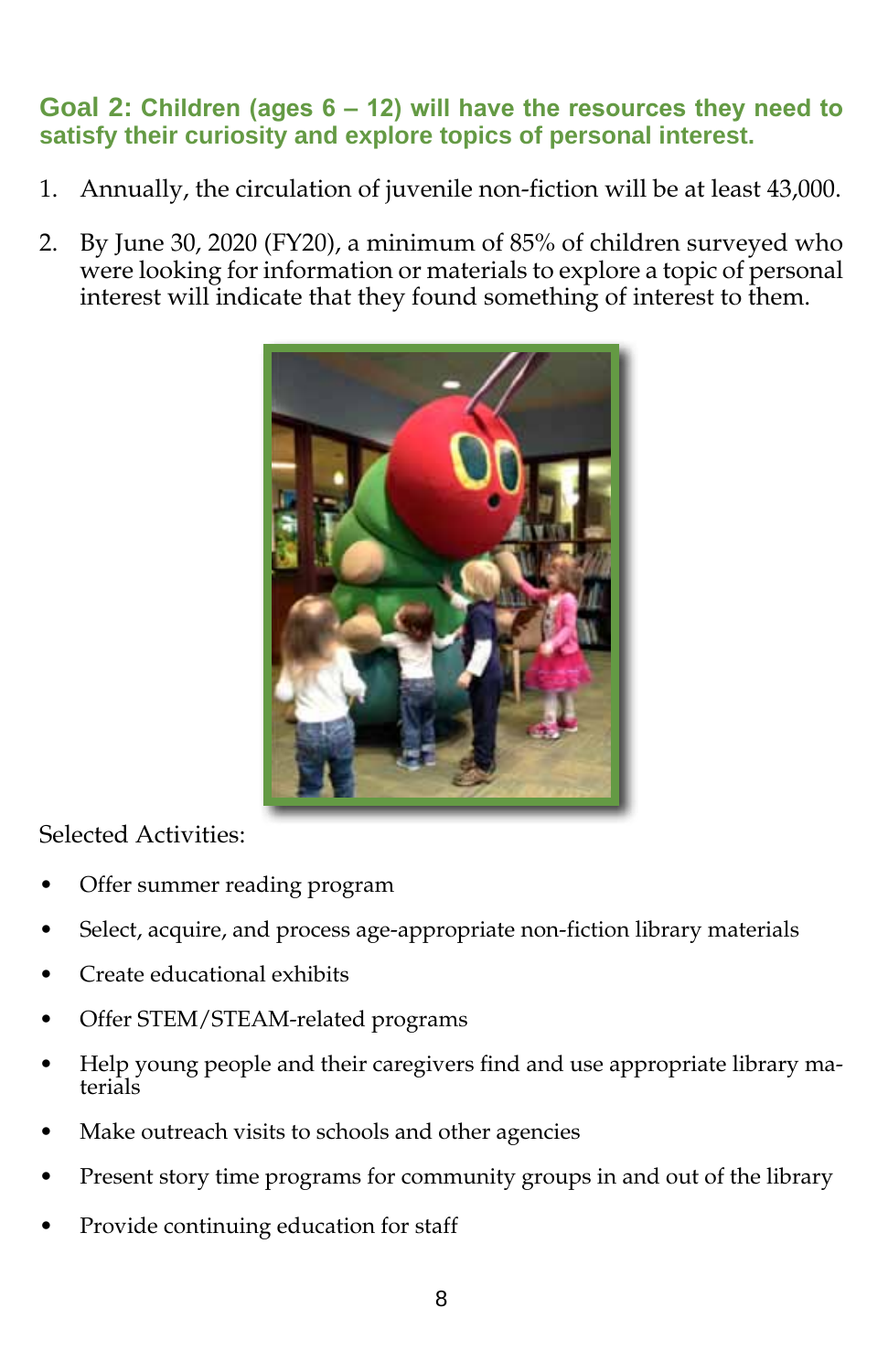## Goal 2: Children (ages 6 – 12) will have the resources they need to satisfy their curiosity and explore topics of personal interest.

1. Annually, the circulation of juvenile non-fiction will be at least 43,000.

2. By June 30, 2020 (FY20), a minimum of 85% of children surveyed who were looking for information or materials to explore a topic of personal interest will indicate that they found something of interest to them.

Selected Activities:

- Offer summer reading program
- Select, acquire, and process age-appropriate non-fiction library materials
- Create educational exhibits
- Offer STEM/STEAM-related programs
- Help young people and their caregivers find and use appropriate library materials
- Make outreach visits to schools and other agencies
- Present story time programs for community groups in and out of the library
- Provide continuing education for staff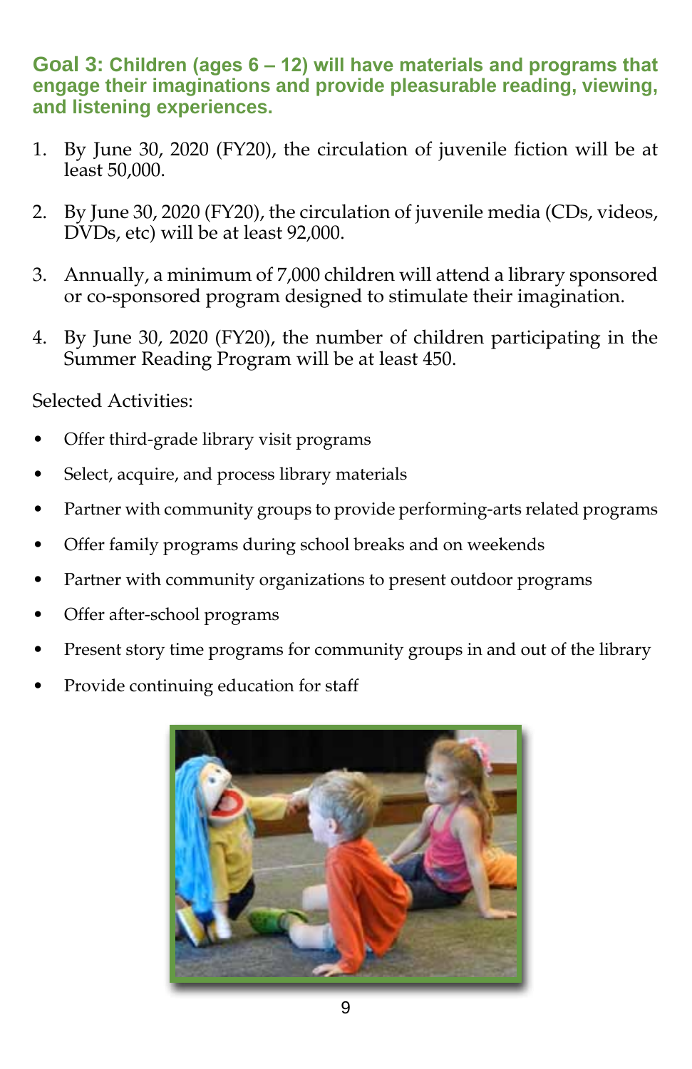### Goal 3: Children (ages 6 – 12) will have materials and programs that engage their imaginations and provide pleasurable reading, viewing, and listening experiences.

1. By June 30, 2020 (FY20), the circulation of juvenile fiction will be at least 50,000.
2. By June 30, 2020 (FY20), the circulation of juvenile media (CDs, videos, DVDs, etc) will be at least 92,000.
3. Annually, a minimum of 7,000 children will attend a library sponsored or co-sponsored program designed to stimulate their imagination.
4. By June 30, 2020 (FY20), the number of children participating in the Summer Reading Program will be at least 450.

Selected Activities:

- Offer third-grade library visit programs
- Select, acquire, and process library materials
- Partner with community groups to provide performing-arts related programs
- Offer family programs during school breaks and on weekends
- Partner with community organizations to present outdoor programs
- Offer after-school programs
- Present story time programs for community groups in and out of the library
- Provide continuing education for staff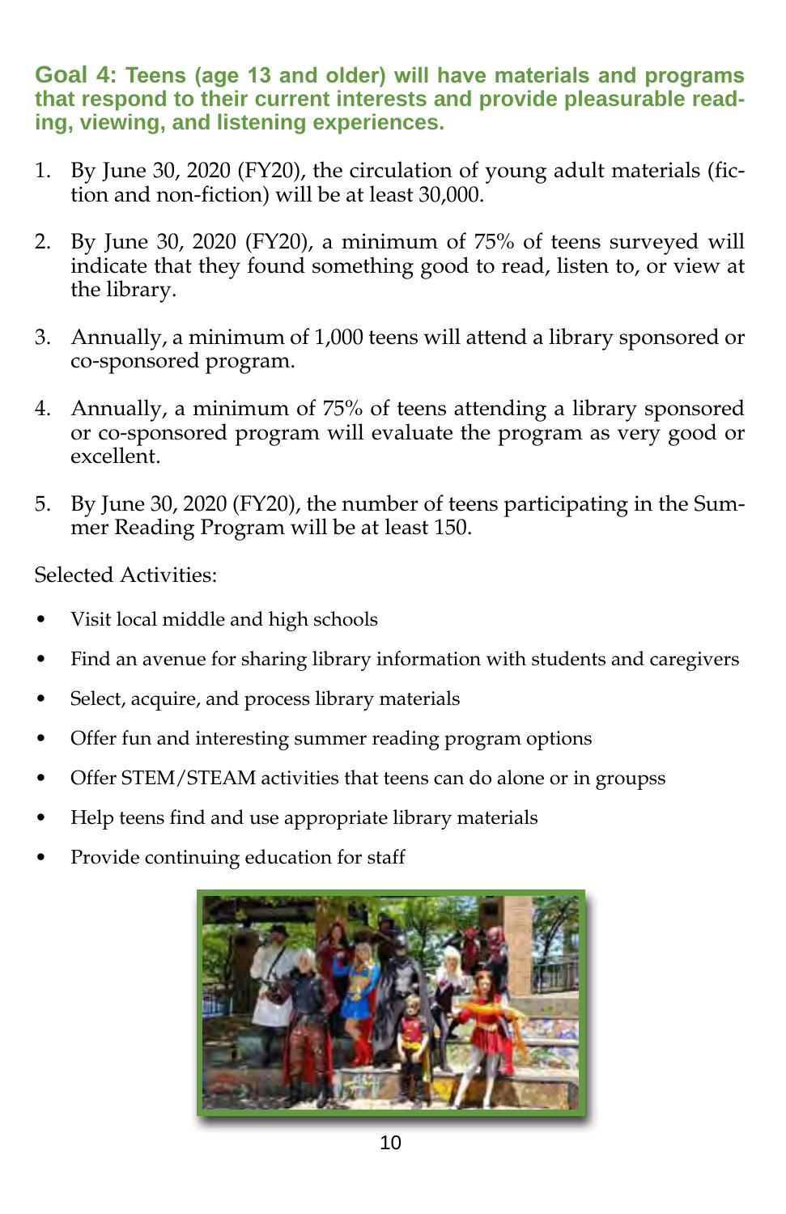**Goal 4: Teens (age 13 and older) will have materials and programs that respond to their current interests and provide pleasurable reading, viewing, and listening experiences.**

1. By June 30, 2020 (FY20), the circulation of young adult materials (fiction and non-fiction) will be at least 30,000.

2. By June 30, 2020 (FY20), a minimum of 75% of teens surveyed will indicate that they found something good to read, listen to, or view at the library.

3. Annually, a minimum of 1,000 teens will attend a library sponsored or co-sponsored program.

4. Annually, a minimum of 75% of teens attending a library sponsored or co-sponsored program will evaluate the program as very good or excellent.

5. By June 30, 2020 (FY20), the number of teens participating in the Summer Reading Program will be at least 150.

Selected Activities:

- Visit local middle and high schools
- Find an avenue for sharing library information with students and caregivers
- Select, acquire, and process library materials
- Offer fun and interesting summer reading program options
- Offer STEM/STEAM activities that teens can do alone or in groupss
- Help teens find and use appropriate library materials
- Provide continuing education for staff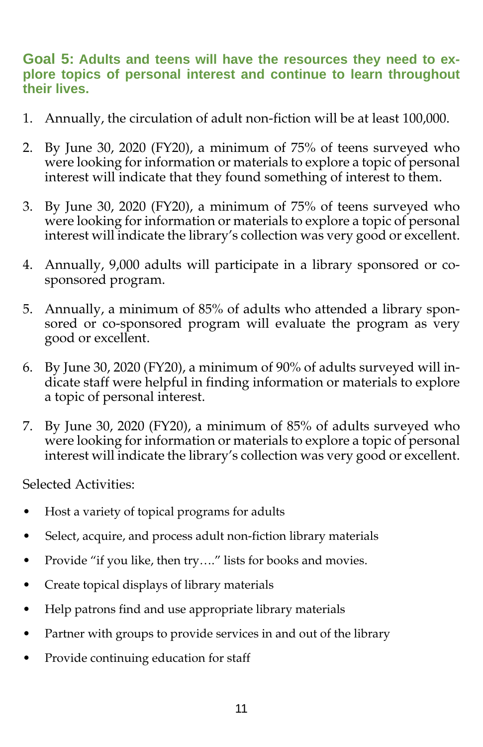### Goal 5: Adults and teens will have the resources they need to explore topics of personal interest and continue to learn throughout their lives.

1. Annually, the circulation of adult non-fiction will be at least 100,000.
2. By June 30, 2020 (FY20), a minimum of 75% of teens surveyed who were looking for information or materials to explore a topic of personal interest will indicate that they found something of interest to them.
3. By June 30, 2020 (FY20), a minimum of 75% of teens surveyed who were looking for information or materials to explore a topic of personal interest will indicate the library's collection was very good or excellent.
4. Annually, 9,000 adults will participate in a library sponsored or co-sponsored program.
5. Annually, a minimum of 85% of adults who attended a library sponsored or co-sponsored program will evaluate the program as very good or excellent.
6. By June 30, 2020 (FY20), a minimum of 90% of adults surveyed will indicate staff were helpful in finding information or materials to explore a topic of personal interest.
7. By June 30, 2020 (FY20), a minimum of 85% of adults surveyed who were looking for information or materials to explore a topic of personal interest will indicate the library's collection was very good or excellent.

Selected Activities:

- Host a variety of topical programs for adults
- Select, acquire, and process adult non-fiction library materials
- Provide "if you like, then try…." lists for books and movies.
- Create topical displays of library materials
- Help patrons find and use appropriate library materials
- Partner with groups to provide services in and out of the library
- Provide continuing education for staff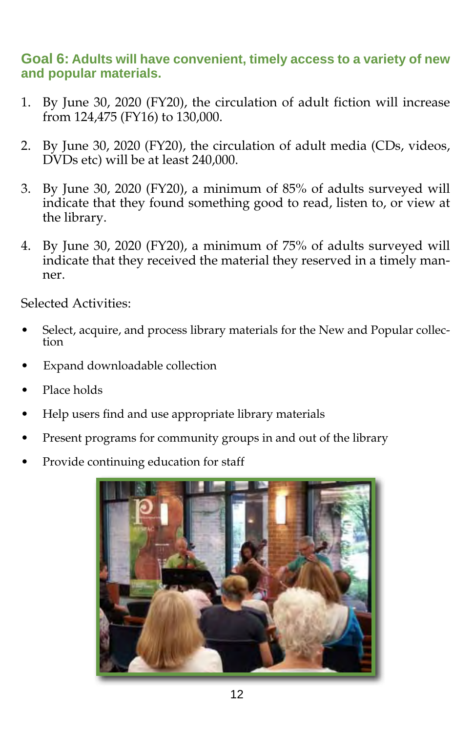## Goal 6: Adults will have convenient, timely access to a variety of new and popular materials.

1. By June 30, 2020 (FY20), the circulation of adult fiction will increase from 124,475 (FY16) to 130,000.

2. By June 30, 2020 (FY20), the circulation of adult media (CDs, videos, DVDs etc) will be at least 240,000.

3. By June 30, 2020 (FY20), a minimum of 85% of adults surveyed will indicate that they found something good to read, listen to, or view at the library.

4. By June 30, 2020 (FY20), a minimum of 75% of adults surveyed will indicate that they received the material they reserved in a timely manner.

Selected Activities:

- Select, acquire, and process library materials for the New and Popular collection
- Expand downloadable collection
- Place holds
- Help users find and use appropriate library materials
- Present programs for community groups in and out of the library
- Provide continuing education for staff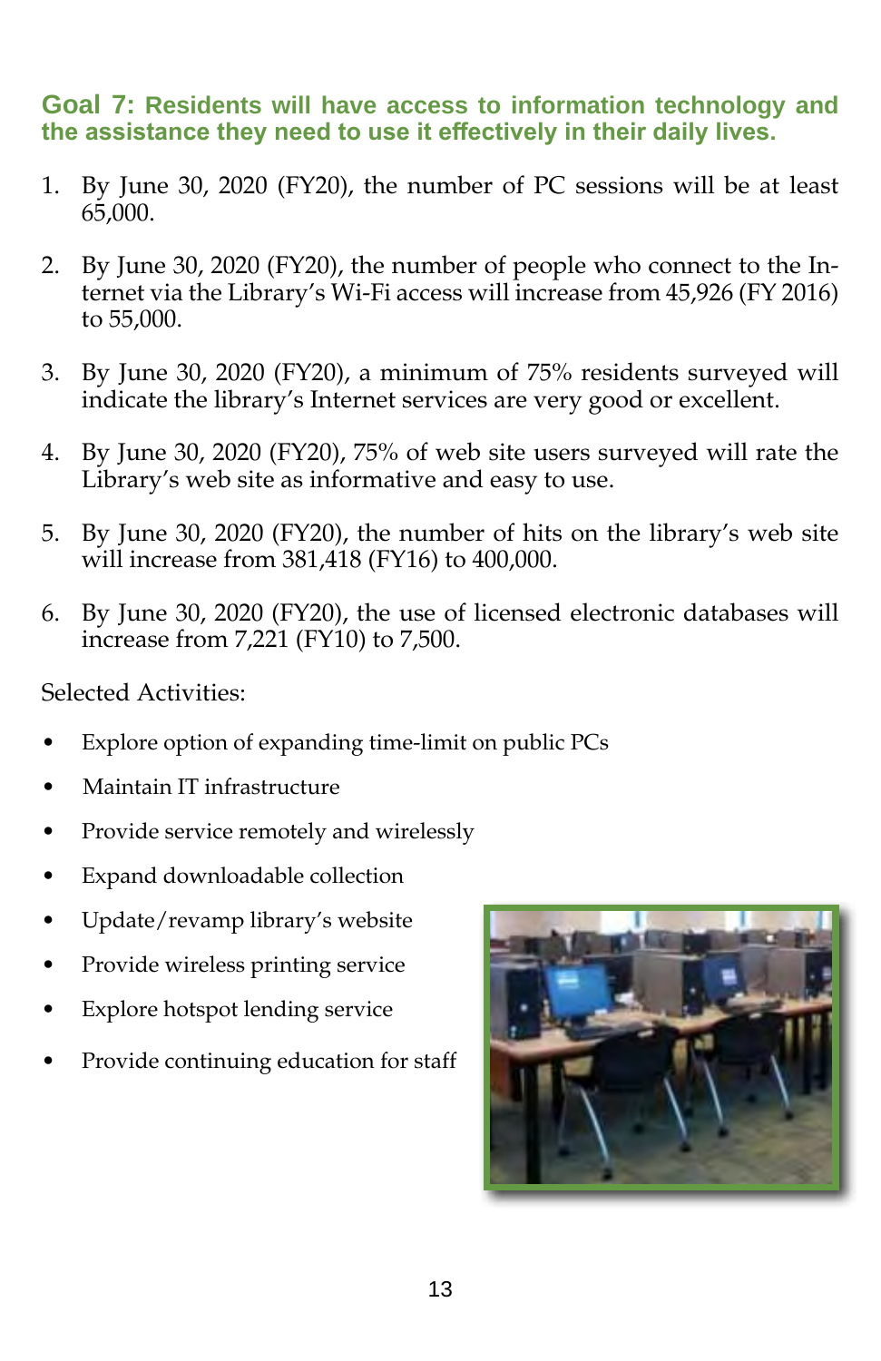## Goal 7: Residents will have access to information technology and the assistance they need to use it effectively in their daily lives.

1. By June 30, 2020 (FY20), the number of PC sessions will be at least 65,000.

2. By June 30, 2020 (FY20), the number of people who connect to the Internet via the Library's Wi-Fi access will increase from 45,926 (FY 2016) to 55,000.

3. By June 30, 2020 (FY20), a minimum of 75% residents surveyed will indicate the library's Internet services are very good or excellent.

4. By June 30, 2020 (FY20), 75% of web site users surveyed will rate the Library's web site as informative and easy to use.

5. By June 30, 2020 (FY20), the number of hits on the library's web site will increase from 381,418 (FY16) to 400,000.

6. By June 30, 2020 (FY20), the use of licensed electronic databases will increase from 7,221 (FY10) to 7,500.

Selected Activities:

- Explore option of expanding time-limit on public PCs
- Maintain IT infrastructure
- Provide service remotely and wirelessly
- Expand downloadable collection
- Update/revamp library's website
- Provide wireless printing service
- Explore hotspot lending service
- Provide continuing education for staff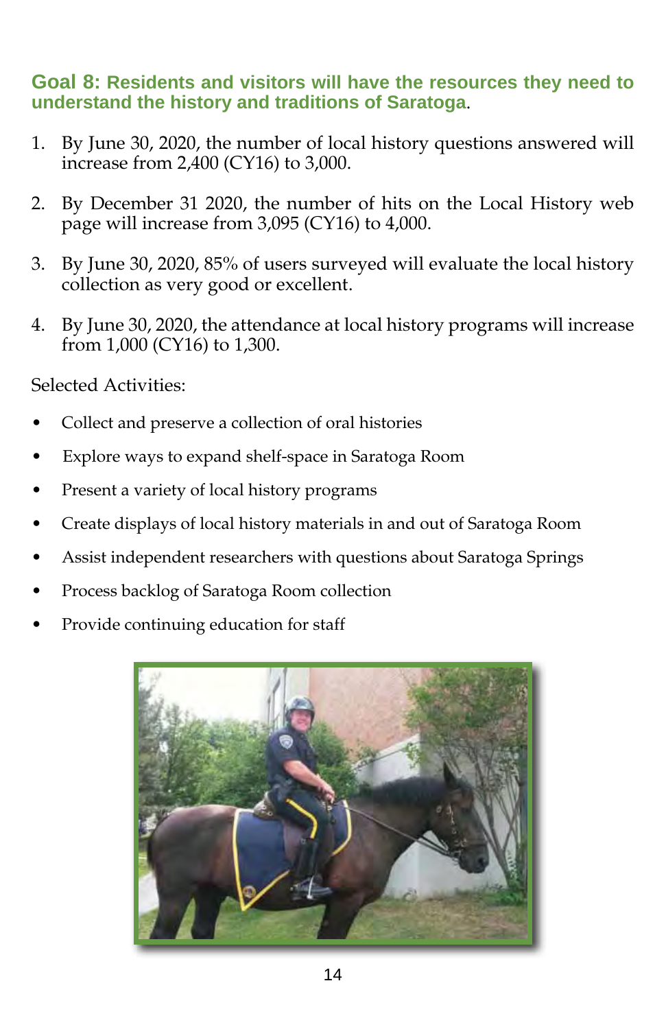## Goal 8: Residents and visitors will have the resources they need to understand the history and traditions of Saratoga.

1. By June 30, 2020, the number of local history questions answered will increase from 2,400 (CY16) to 3,000.

2. By December 31 2020, the number of hits on the Local History web page will increase from 3,095 (CY16) to 4,000.

3. By June 30, 2020, 85% of users surveyed will evaluate the local history collection as very good or excellent.

4. By June 30, 2020, the attendance at local history programs will increase from 1,000 (CY16) to 1,300.

Selected Activities:

- Collect and preserve a collection of oral histories
- Explore ways to expand shelf-space in Saratoga Room
- Present a variety of local history programs
- Create displays of local history materials in and out of Saratoga Room
- Assist independent researchers with questions about Saratoga Springs
- Process backlog of Saratoga Room collection
- Provide continuing education for staff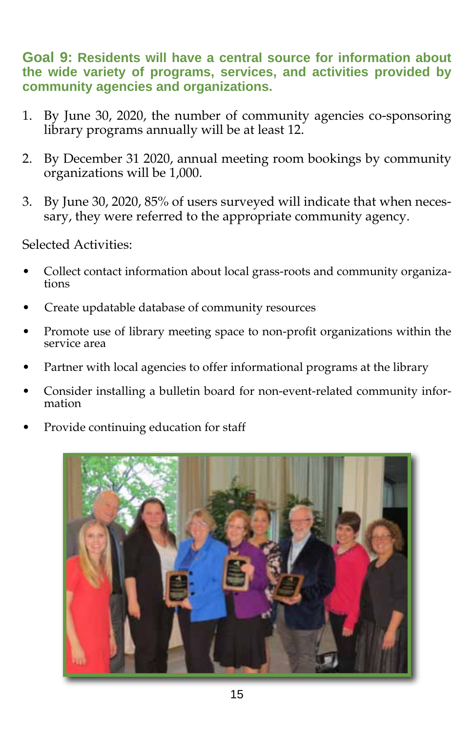## Goal 9: Residents will have a central source for information about the wide variety of programs, services, and activities provided by community agencies and organizations.

1. By June 30, 2020, the number of community agencies co-sponsoring library programs annually will be at least 12.

2. By December 31 2020, annual meeting room bookings by community organizations will be 1,000.

3. By June 30, 2020, 85% of users surveyed will indicate that when necessary, they were referred to the appropriate community agency.

Selected Activities:

- Collect contact information about local grass-roots and community organizations
- Create updatable database of community resources
- Promote use of library meeting space to non-profit organizations within the service area
- Partner with local agencies to offer informational programs at the library
- Consider installing a bulletin board for non-event-related community information
- Provide continuing education for staff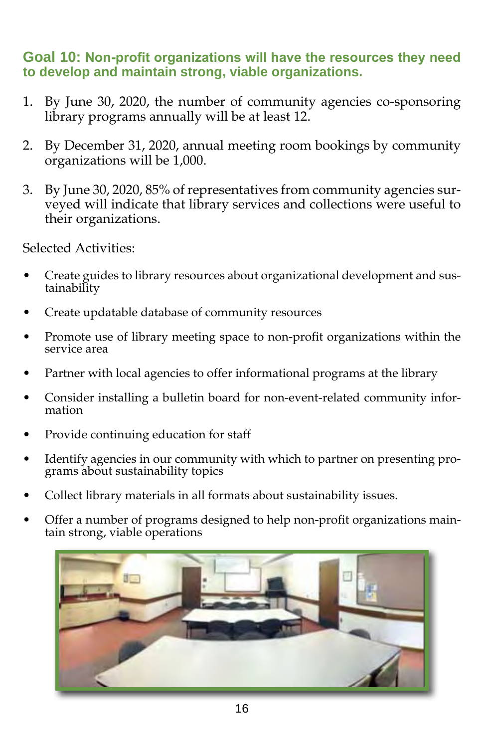## Goal 10: Non-profit organizations will have the resources they need to develop and maintain strong, viable organizations.

1. By June 30, 2020, the number of community agencies co-sponsoring library programs annually will be at least 12.

2. By December 31, 2020, annual meeting room bookings by community organizations will be 1,000.

3. By June 30, 2020, 85% of representatives from community agencies surveyed will indicate that library services and collections were useful to their organizations.

Selected Activities:

- Create guides to library resources about organizational development and sustainability
- Create updatable database of community resources
- Promote use of library meeting space to non-profit organizations within the service area
- Partner with local agencies to offer informational programs at the library
- Consider installing a bulletin board for non-event-related community information
- Provide continuing education for staff
- Identify agencies in our community with which to partner on presenting programs about sustainability topics
- Collect library materials in all formats about sustainability issues.
- Offer a number of programs designed to help non-profit organizations maintain strong, viable operations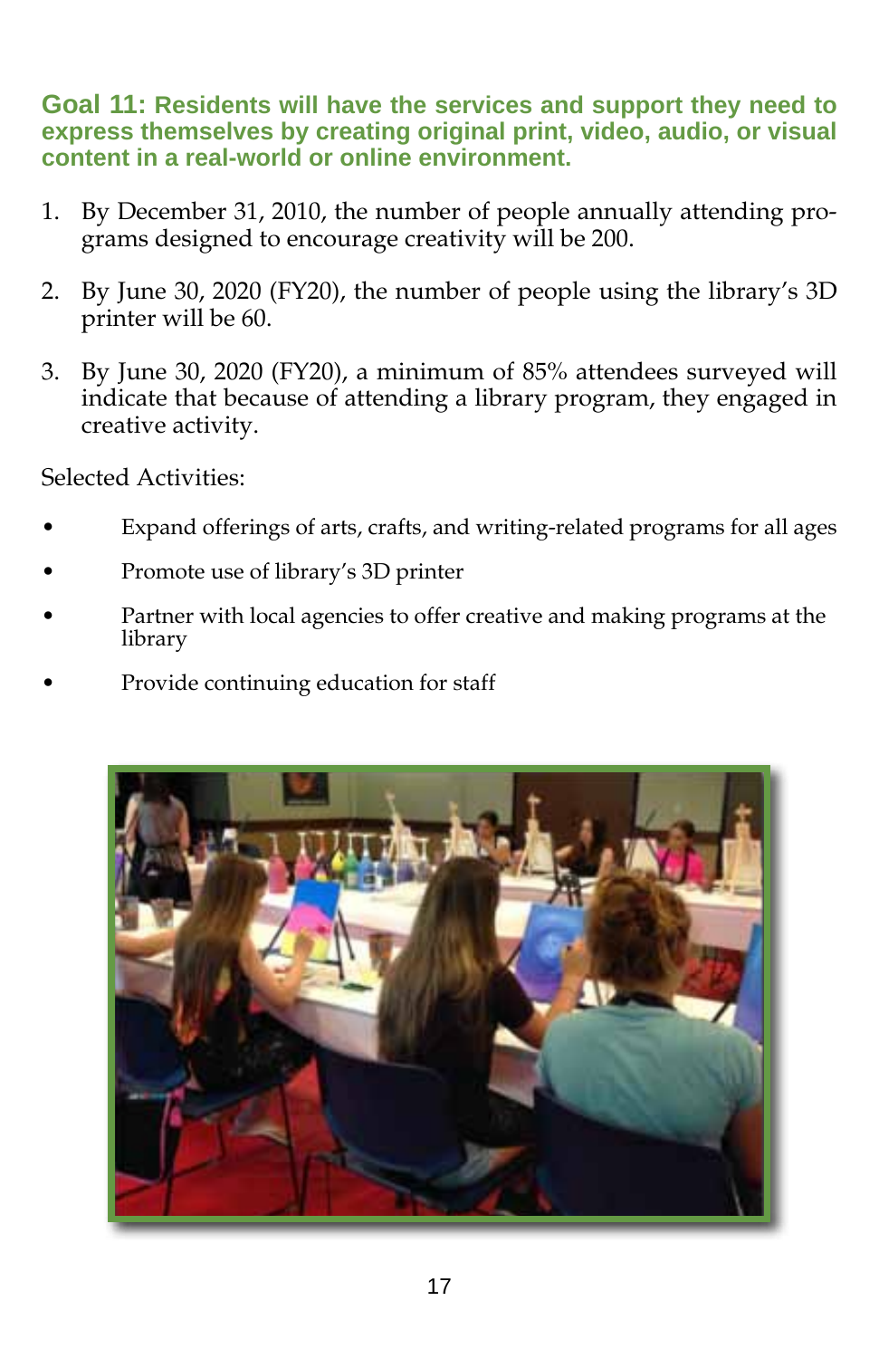### Goal 11: Residents will have the services and support they need to express themselves by creating original print, video, audio, or visual content in a real-world or online environment.

1. By December 31, 2010, the number of people annually attending programs designed to encourage creativity will be 200.

2. By June 30, 2020 (FY20), the number of people using the library's 3D printer will be 60.

3. By June 30, 2020 (FY20), a minimum of 85% attendees surveyed will indicate that because of attending a library program, they engaged in creative activity.

Selected Activities:

- Expand offerings of arts, crafts, and writing-related programs for all ages
- Promote use of library's 3D printer
- Partner with local agencies to offer creative and making programs at the library
- Provide continuing education for staff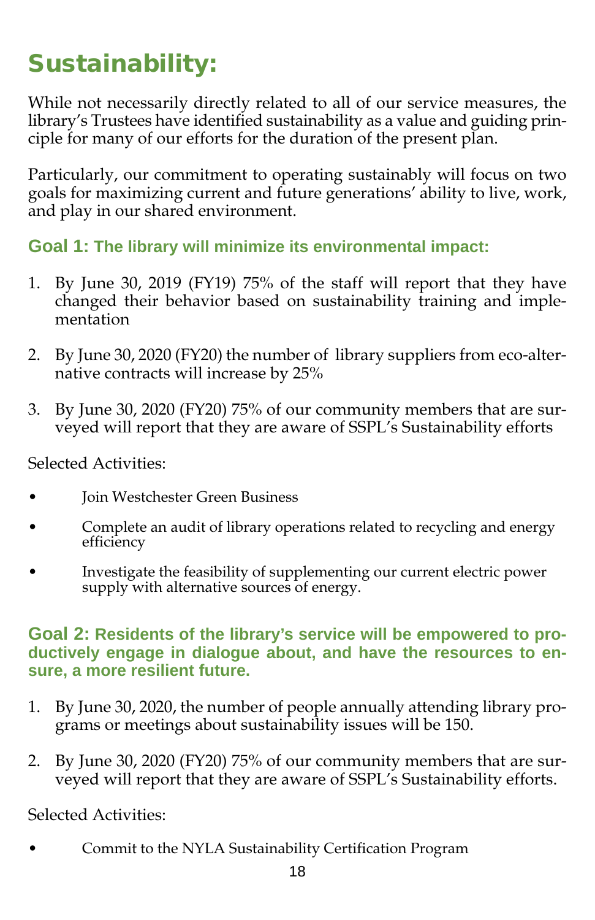# Sustainability:

While not necessarily directly related to all of our service measures, the library's Trustees have identified sustainability as a value and guiding principle for many of our efforts for the duration of the present plan.

Particularly, our commitment to operating sustainably will focus on two goals for maximizing current and future generations' ability to live, work, and play in our shared environment.

### Goal 1: The library will minimize its environmental impact:

1. By June 30, 2019 (FY19) 75% of the staff will report that they have changed their behavior based on sustainability training and implementation
2. By June 30, 2020 (FY20) the number of library suppliers from eco-alternative contracts will increase by 25%
3. By June 30, 2020 (FY20) 75% of our community members that are surveyed will report that they are aware of SSPL's Sustainability efforts

Selected Activities:

- Join Westchester Green Business
- Complete an audit of library operations related to recycling and energy efficiency
- Investigate the feasibility of supplementing our current electric power supply with alternative sources of energy.

### Goal 2: Residents of the library's service will be empowered to productively engage in dialogue about, and have the resources to ensure, a more resilient future.

1. By June 30, 2020, the number of people annually attending library programs or meetings about sustainability issues will be 150.
2. By June 30, 2020 (FY20) 75% of our community members that are surveyed will report that they are aware of SSPL's Sustainability efforts.

Selected Activities:

- Commit to the NYLA Sustainability Certification Program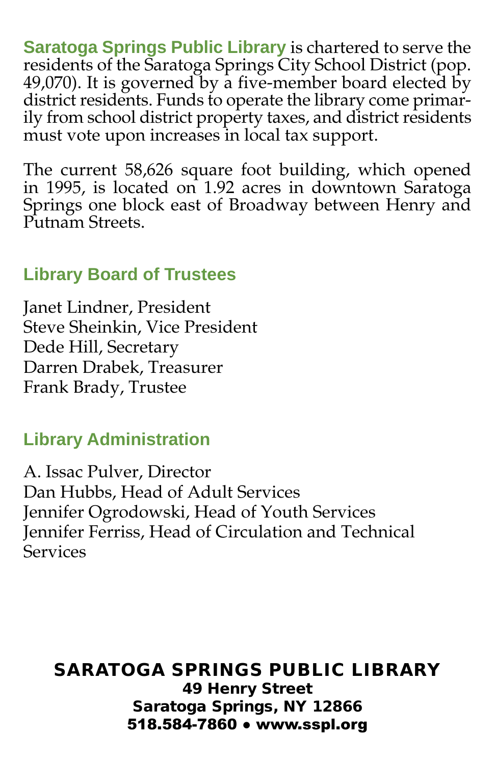**Saratoga Springs Public Library** is chartered to serve the residents of the Saratoga Springs City School District (pop. 49,070). It is governed by a five-member board elected by district residents. Funds to operate the library come primarily from school district property taxes, and district residents must vote upon increases in local tax support.

The current 58,626 square foot building, which opened in 1995, is located on 1.92 acres in downtown Saratoga Springs one block east of Broadway between Henry and Putnam Streets.

## Library Board of Trustees

Janet Lindner, President
Steve Sheinkin, Vice President
Dede Hill, Secretary
Darren Drabek, Treasurer
Frank Brady, Trustee

## Library Administration

A. Issac Pulver, Director
Dan Hubbs, Head of Adult Services
Jennifer Ogrodowski, Head of Youth Services
Jennifer Ferriss, Head of Circulation and Technical Services

**SARATOGA SPRINGS PUBLIC LIBRARY**
**49 Henry Street**
**Saratoga Springs, NY 12866**
**518.584-7860 • www.sspl.org**